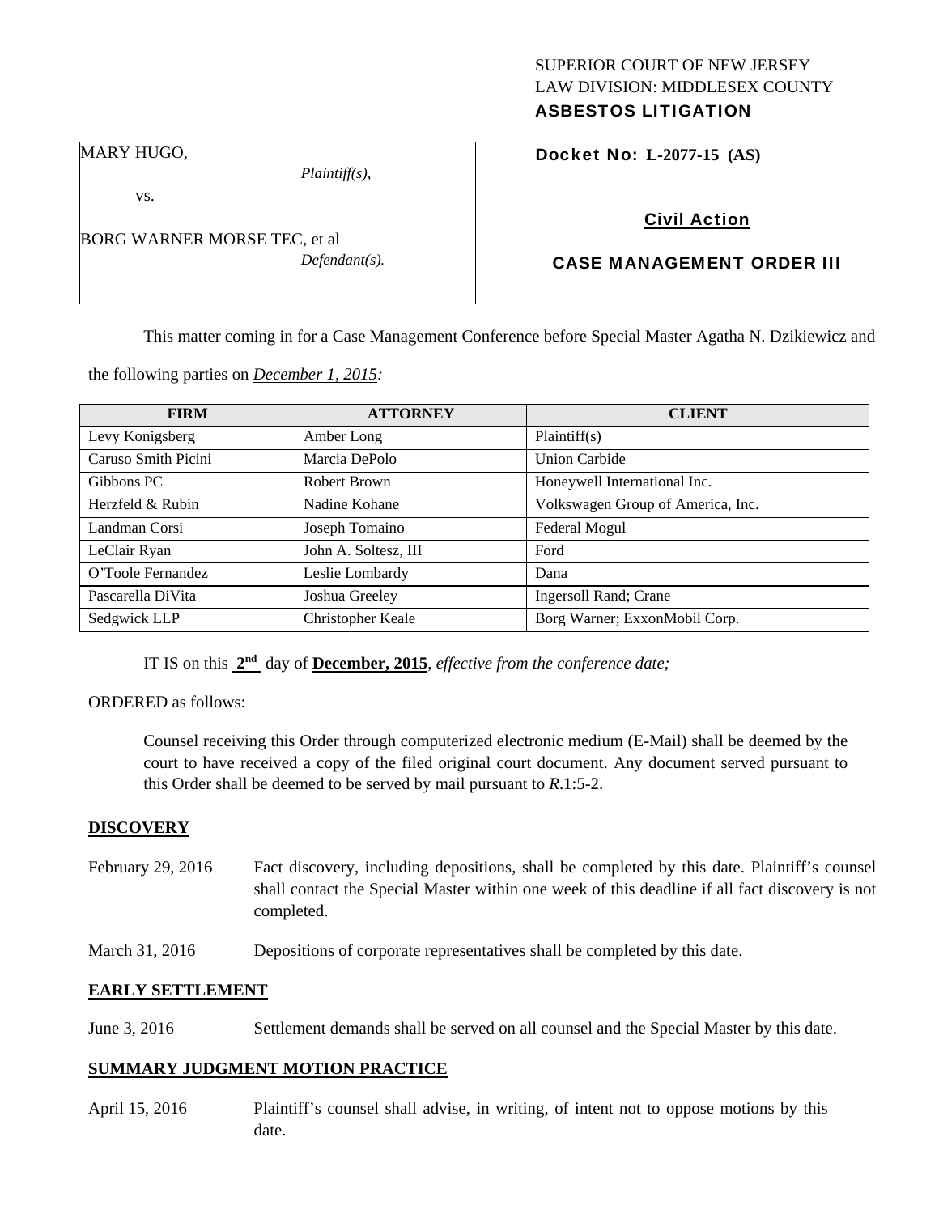SUPERIOR COURT OF NEW JERSEY
LAW DIVISION: MIDDLESEX COUNTY
**ASBESTOS LITIGATION**

MARY HUGO,
*Plaintiff(s),*
vs.
BORG WARNER MORSE TEC, et al
*Defendant(s).*

**Docket No: L-2077-15 (AS)**

**Civil Action**

**CASE MANAGEMENT ORDER III**

This matter coming in for a Case Management Conference before Special Master Agatha N. Dzikiewicz and the following parties on *December 1, 2015:*

| FIRM | ATTORNEY | CLIENT |
| --- | --- | --- |
| Levy Konigsberg | Amber Long | Plaintiff(s) |
| Caruso Smith Picini | Marcia DePolo | Union Carbide |
| Gibbons PC | Robert Brown | Honeywell International Inc. |
| Herzfeld & Rubin | Nadine Kohane | Volkswagen Group of America, Inc. |
| Landman Corsi | Joseph Tomaino | Federal Mogul |
| LeClair Ryan | John A. Soltesz, III | Ford |
| O'Toole Fernandez | Leslie Lombardy | Dana |
| Pascarella DiVita | Joshua Greeley | Ingersoll Rand; Crane |
| Sedgwick LLP | Christopher Keale | Borg Warner; ExxonMobil Corp. |

IT IS on this **2nd** day of **December, 2015**, *effective from the conference date;*

ORDERED as follows:

Counsel receiving this Order through computerized electronic medium (E-Mail) shall be deemed by the court to have received a copy of the filed original court document. Any document served pursuant to this Order shall be deemed to be served by mail pursuant to *R*.1:5-2.

## DISCOVERY

February 29, 2016 — Fact discovery, including depositions, shall be completed by this date. Plaintiff's counsel shall contact the Special Master within one week of this deadline if all fact discovery is not completed.

March 31, 2016 — Depositions of corporate representatives shall be completed by this date.

## EARLY SETTLEMENT

June 3, 2016 — Settlement demands shall be served on all counsel and the Special Master by this date.

## SUMMARY JUDGMENT MOTION PRACTICE

April 15, 2016 — Plaintiff's counsel shall advise, in writing, of intent not to oppose motions by this date.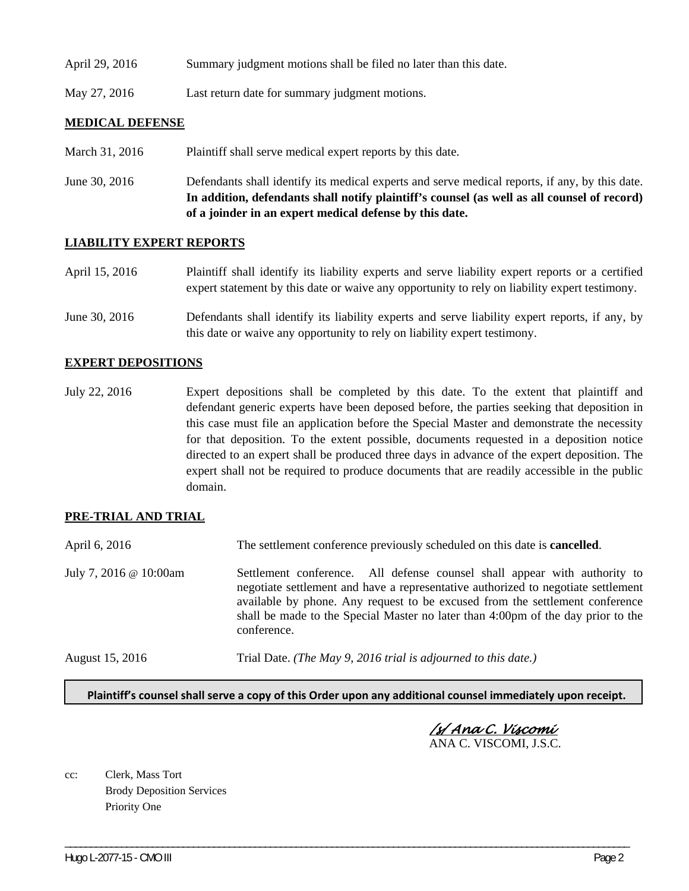| | |
|---|---|
| April 29, 2016 | Summary judgment motions shall be filed no later than this date. |
| May 27, 2016 | Last return date for summary judgment motions. |

**MEDICAL DEFENSE**

| | |
|---|---|
| March 31, 2016 | Plaintiff shall serve medical expert reports by this date. |
| June 30, 2016 | Defendants shall identify its medical experts and serve medical reports, if any, by this date. **In addition, defendants shall notify plaintiff's counsel (as well as all counsel of record) of a joinder in an expert medical defense by this date.** |

**LIABILITY EXPERT REPORTS**

| | |
|---|---|
| April 15, 2016 | Plaintiff shall identify its liability experts and serve liability expert reports or a certified expert statement by this date or waive any opportunity to rely on liability expert testimony. |
| June 30, 2016 | Defendants shall identify its liability experts and serve liability expert reports, if any, by this date or waive any opportunity to rely on liability expert testimony. |

**EXPERT DEPOSITIONS**

| | |
|---|---|
| July 22, 2016 | Expert depositions shall be completed by this date. To the extent that plaintiff and defendant generic experts have been deposed before, the parties seeking that deposition in this case must file an application before the Special Master and demonstrate the necessity for that deposition. To the extent possible, documents requested in a deposition notice directed to an expert shall be produced three days in advance of the expert deposition. The expert shall not be required to produce documents that are readily accessible in the public domain. |

**PRE-TRIAL AND TRIAL**

| | |
|---|---|
| April 6, 2016 | The settlement conference previously scheduled on this date is **cancelled**. |
| July 7, 2016 @ 10:00am | Settlement conference. All defense counsel shall appear with authority to negotiate settlement and have a representative authorized to negotiate settlement available by phone. Any request to be excused from the settlement conference shall be made to the Special Master no later than 4:00pm of the day prior to the conference. |
| August 15, 2016 | Trial Date. *(The May 9, 2016 trial is adjourned to this date.)* |

**Plaintiff's counsel shall serve a copy of this Order upon any additional counsel immediately upon receipt.**

*/s/ Ana C. Viscomi*
ANA C. VISCOMI, J.S.C.

cc: Clerk, Mass Tort
Brody Deposition Services
Priority One

Hugo L-2077-15 - CMO III